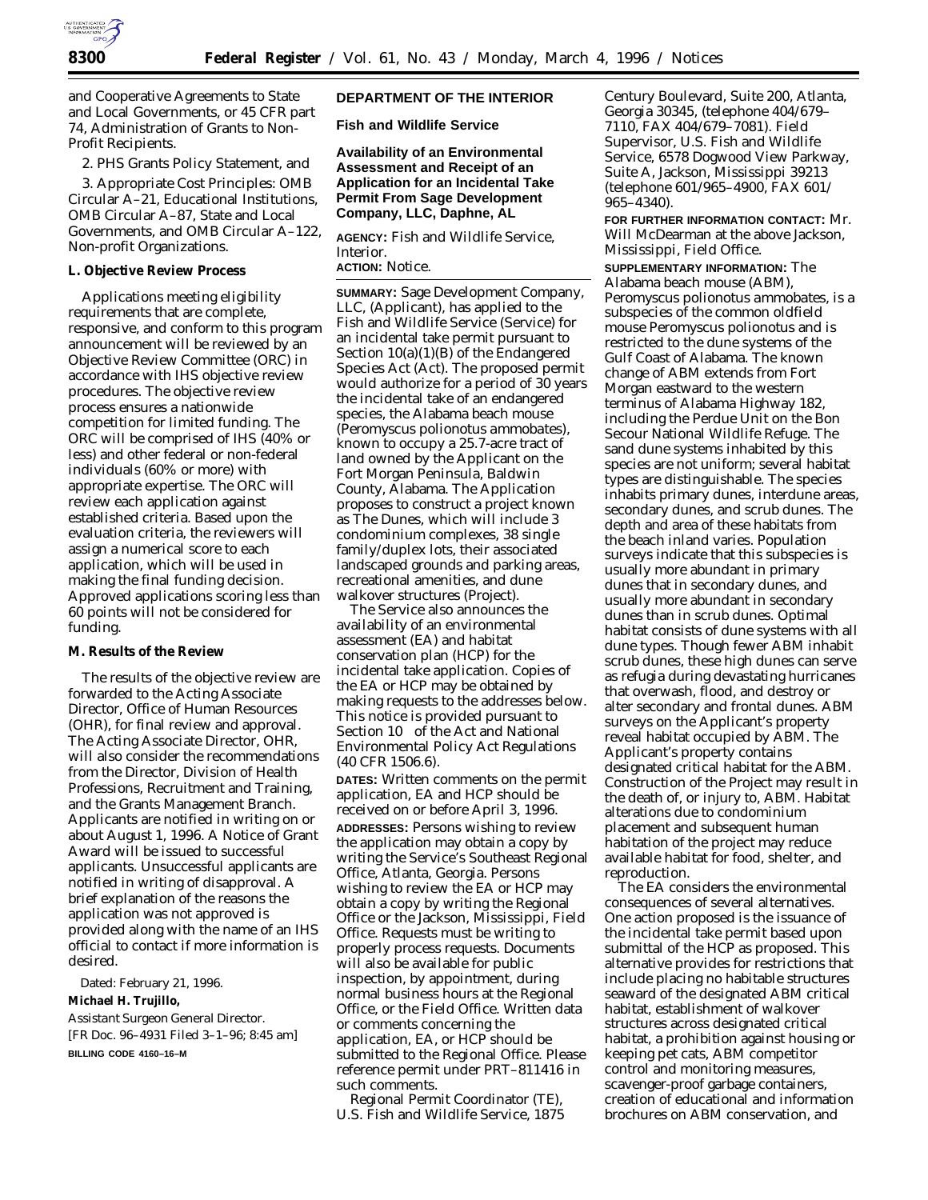and Cooperative Agreements to State and Local Governments, or 45 CFR part 74, Administration of Grants to Non-Profit Recipients.

2. PHS Grants Policy Statement, and

3. Appropriate Cost Principles: OMB Circular A–21, Educational Institutions, OMB Circular A–87, State and Local Governments, and OMB Circular A–122, Non-profit Organizations.

**L. Objective Review Process**

Applications meeting eligibility requirements that are complete, responsive, and conform to this program announcement will be reviewed by an Objective Review Committee (ORC) in accordance with IHS objective review procedures. The objective review process ensures a nationwide competition for limited funding. The ORC will be comprised of IHS (40% or less) and other federal or non-federal individuals (60% or more) with appropriate expertise. The ORC will review each application against established criteria. Based upon the evaluation criteria, the reviewers will assign a numerical score to each application, which will be used in making the final funding decision. Approved applications scoring less than 60 points will not be considered for funding.

**M. Results of the Review**

The results of the objective review are forwarded to the Acting Associate Director, Office of Human Resources (OHR), for final review and approval. The Acting Associate Director, OHR, will also consider the recommendations from the Director, Division of Health Professions, Recruitment and Training, and the Grants Management Branch. Applicants are notified in writing on or about August 1, 1996. A Notice of Grant Award will be issued to successful applicants. Unsuccessful applicants are notified in writing of disapproval. A brief explanation of the reasons the application was not approved is provided along with the name of an IHS official to contact if more information is desired.

Dated: February 21, 1996.

**Michael H. Trujillo,**

*Assistant Surgeon General Director.*

[FR Doc. 96–4931 Filed 3–1–96; 8:45 am]

**BILLING CODE 4160–16–M**

**DEPARTMENT OF THE INTERIOR**

**Fish and Wildlife Service**

**Availability of an Environmental Assessment and Receipt of an Application for an Incidental Take Permit From Sage Development Company, LLC, Daphne, AL**

**AGENCY:** Fish and Wildlife Service, Interior.

**ACTION:** Notice.

**SUMMARY:** Sage Development Company, LLC, (Applicant), has applied to the Fish and Wildlife Service (Service) for an incidental take permit pursuant to Section 10(a)(1)(B) of the Endangered Species Act (Act). The proposed permit would authorize for a period of 30 years the incidental take of an endangered species, the Alabama beach mouse (*Peromyscus polionotus ammobates*), known to occupy a 25.7-acre tract of land owned by the Applicant on the Fort Morgan Peninsula, Baldwin County, Alabama. The Application proposes to construct a project known as The Dunes, which will include 3 condominium complexes, 38 single family/duplex lots, their associated landscaped grounds and parking areas, recreational amenities, and dune walkover structures (Project).

The Service also announces the availability of an environmental assessment (EA) and habitat conservation plan (HCP) for the incidental take application. Copies of the EA or HCP may be obtained by making requests to the addresses below. This notice is provided pursuant to Section 10 of the Act and National Environmental Policy Act Regulations (40 CFR 1506.6).

**DATES:** Written comments on the permit application, EA and HCP should be received on or before April 3, 1996.

**ADDRESSES:** Persons wishing to review the application may obtain a copy by writing the Service's Southeast Regional Office, Atlanta, Georgia. Persons wishing to review the EA or HCP may obtain a copy by writing the Regional Office or the Jackson, Mississippi, Field Office. Requests must be writing to properly process requests. Documents will also be available for public inspection, by appointment, during normal business hours at the Regional Office, or the Field Office. Written data or comments concerning the application, EA, or HCP should be submitted to the Regional Office. Please reference permit under PRT–811416 in such comments.

Regional Permit Coordinator (TE), U.S. Fish and Wildlife Service, 1875 Century Boulevard, Suite 200, Atlanta, Georgia 30345, (telephone 404/679–7110, FAX 404/679–7081). Field Supervisor, U.S. Fish and Wildlife Service, 6578 Dogwood View Parkway, Suite A, Jackson, Mississippi 39213 (telephone 601/965–4900, FAX 601/965–4340).

**FOR FURTHER INFORMATION CONTACT:** Mr. Will McDearman at the above Jackson, Mississippi, Field Office.

**SUPPLEMENTARY INFORMATION:** The Alabama beach mouse (ABM), *Peromyscus polionotus ammobates*, is a subspecies of the common oldfield mouse *Peromyscus polionotus* and is restricted to the dune systems of the Gulf Coast of Alabama. The known change of ABM extends from Fort Morgan eastward to the western terminus of Alabama Highway 182, including the Perdue Unit on the Bon Secour National Wildlife Refuge. The sand dune systems inhabited by this species are not uniform; several habitat types are distinguishable. The species inhabits primary dunes, interdune areas, secondary dunes, and scrub dunes. The depth and area of these habitats from the beach inland varies. Population surveys indicate that this subspecies is usually more abundant in primary dunes that in secondary dunes, and usually more abundant in secondary dunes than in scrub dunes. Optimal habitat consists of dune systems with all dune types. Though fewer ABM inhabit scrub dunes, these high dunes can serve as refugia during devastating hurricanes that overwash, flood, and destroy or alter secondary and frontal dunes. ABM surveys on the Applicant's property reveal habitat occupied by ABM. The Applicant's property contains designated critical habitat for the ABM. Construction of the Project may result in the death of, or injury to, ABM. Habitat alterations due to condominium placement and subsequent human habitation of the project may reduce available habitat for food, shelter, and reproduction.

The EA considers the environmental consequences of several alternatives. One action proposed is the issuance of the incidental take permit based upon submittal of the HCP as proposed. This alternative provides for restrictions that include placing no habitable structures seaward of the designated ABM critical habitat, establishment of walkover structures across designated critical habitat, a prohibition against housing or keeping pet cats, ABM competitor control and monitoring measures, scavenger-proof garbage containers, creation of educational and information brochures on ABM conservation, and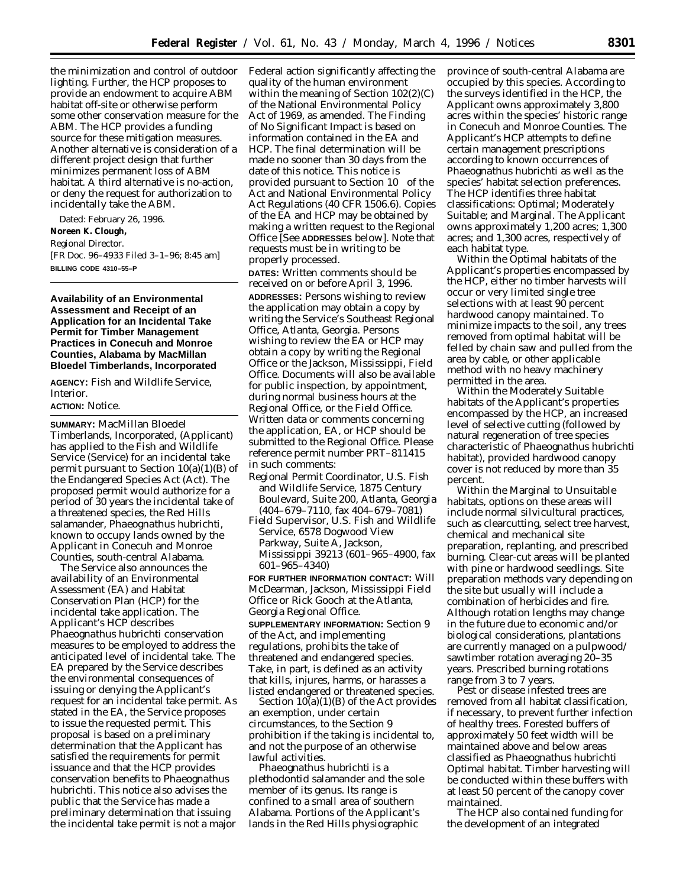the minimization and control of outdoor lighting. Further, the HCP proposes to provide an endowment to acquire ABM habitat off-site or otherwise perform some other conservation measure for the ABM. The HCP provides a funding source for these mitigation measures. Another alternative is consideration of a different project design that further minimizes permanent loss of ABM habitat. A third alternative is no-action, or deny the request for authorization to incidentally take the ABM.

Dated: February 26, 1996.

**Noreen K. Clough,**

*Regional Director.*

[FR Doc. 96–4933 Filed 3–1–96; 8:45 am]

**BILLING CODE 4310–55–P**

## Availability of an Environmental Assessment and Receipt of an Application for an Incidental Take Permit for Timber Management Practices in Conecuh and Monroe Counties, Alabama by MacMillan Bloedel Timberlands, Incorporated

**AGENCY:** Fish and Wildlife Service, Interior.

**ACTION:** Notice.

**SUMMARY:** MacMillan Bloedel Timberlands, Incorporated, (Applicant) has applied to the Fish and Wildlife Service (Service) for an incidental take permit pursuant to Section 10(a)(1)(B) of the Endangered Species Act (Act). The proposed permit would authorize for a period of 30 years the incidental take of a threatened species, the Red Hills salamander, *Phaeognathus hubrichti*, known to occupy lands owned by the Applicant in Conecuh and Monroe Counties, south-central Alabama.

The Service also announces the availability of an Environmental Assessment (EA) and Habitat Conservation Plan (HCP) for the incidental take application. The Applicant's HCP describes *Phaeognathus hubrichti* conservation measures to be employed to address the anticipated level of incidental take. The EA prepared by the Service describes the environmental consequences of issuing or denying the Applicant's request for an incidental take permit. As stated in the EA, the Service proposes to issue the requested permit. This proposal is based on a preliminary determination that the Applicant has satisfied the requirements for permit issuance and that the HCP provides conservation benefits to *Phaeognathus hubrichti*. This notice also advises the public that the Service has made a preliminary determination that issuing the incidental take permit is not a major Federal action significantly affecting the quality of the human environment within the meaning of Section 102(2)(C) of the National Environmental Policy Act of 1969, as amended. The Finding of No Significant Impact is based on information contained in the EA and HCP. The final determination will be made no sooner than 30 days from the date of this notice. This notice is provided pursuant to Section 10 of the Act and National Environmental Policy Act Regulations (40 CFR 1506.6). Copies of the EA and HCP may be obtained by making a written request to the Regional Office [See **ADDRESSES** below]. Note that requests must be in writing to be properly processed.

**DATES:** Written comments should be received on or before April 3, 1996.

**ADDRESSES:** Persons wishing to review the application may obtain a copy by writing the Service's Southeast Regional Office, Atlanta, Georgia. Persons wishing to review the EA or HCP may obtain a copy by writing the Regional Office or the Jackson, Mississippi, Field Office. Documents will also be available for public inspection, by appointment, during normal business hours at the Regional Office, or the Field Office. Written data or comments concerning the application, EA, or HCP should be submitted to the Regional Office. Please reference permit number PRT–811415 in such comments:

Regional Permit Coordinator, U.S. Fish and Wildlife Service, 1875 Century Boulevard, Suite 200, Atlanta, Georgia (404–679–7110, fax 404–679–7081)

Field Supervisor, U.S. Fish and Wildlife Service, 6578 Dogwood View Parkway, Suite A, Jackson, Mississippi 39213 (601–965–4900, fax 601–965–4340)

**FOR FURTHER INFORMATION CONTACT:** Will McDearman, Jackson, Mississippi Field Office or Rick Gooch at the Atlanta, Georgia Regional Office.

**SUPPLEMENTARY INFORMATION:** Section 9 of the Act, and implementing regulations, prohibits the take of threatened and endangered species. Take, in part, is defined as an activity that kills, injures, harms, or harasses a listed endangered or threatened species.

Section 10(a)(1)(B) of the Act provides an exemption, under certain circumstances, to the Section 9 prohibition if the taking is incidental to, and not the purpose of an otherwise lawful activities.

*Phaeognathus hubrichti* is a plethodontid salamander and the sole member of its genus. Its range is confined to a small area of southern Alabama. Portions of the Applicant's lands in the Red Hills physiographic province of south-central Alabama are occupied by this species. According to the surveys identified in the HCP, the Applicant owns approximately 3,800 acres within the species' historic range in Conecuh and Monroe Counties. The Applicant's HCP attempts to define certain management prescriptions according to known occurrences of *Phaeognathus hubrichti* as well as the species' habitat selection preferences. The HCP identifies three habitat classifications: Optimal; Moderately Suitable; and Marginal. The Applicant owns approximately 1,200 acres; 1,300 acres; and 1,300 acres, respectively of each habitat type.

Within the Optimal habitats of the Applicant's properties encompassed by the HCP, either no timber harvests will occur or very limited single tree selections with at least 90 percent hardwood canopy maintained. To minimize impacts to the soil, any trees removed from optimal habitat will be felled by chain saw and pulled from the area by cable, or other applicable method with no heavy machinery permitted in the area.

Within the Moderately Suitable habitats of the Applicant's properties encompassed by the HCP, an increased level of selective cutting (followed by natural regeneration of tree species characteristic of *Phaeognathus hubrichti* habitat), provided hardwood canopy cover is not reduced by more than 35 percent.

Within the Marginal to Unsuitable habitats, options on these areas will include normal silvicultural practices, such as clearcutting, select tree harvest, chemical and mechanical site preparation, replanting, and prescribed burning. Clear-cut areas will be planted with pine or hardwood seedlings. Site preparation methods vary depending on the site but usually will include a combination of herbicides and fire. Although rotation lengths may change in the future due to economic and/or biological considerations, plantations are currently managed on a pulpwood/sawtimber rotation averaging 20–35 years. Prescribed burning rotations range from 3 to 7 years.

Pest or disease infested trees are removed from all habitat classification, if necessary, to prevent further infection of healthy trees. Forested buffers of approximately 50 feet width will be maintained above and below areas classified as *Phaeognathus hubrichti* Optimal habitat. Timber harvesting will be conducted within these buffers with at least 50 percent of the canopy cover maintained.

The HCP also contained funding for the development of an integrated